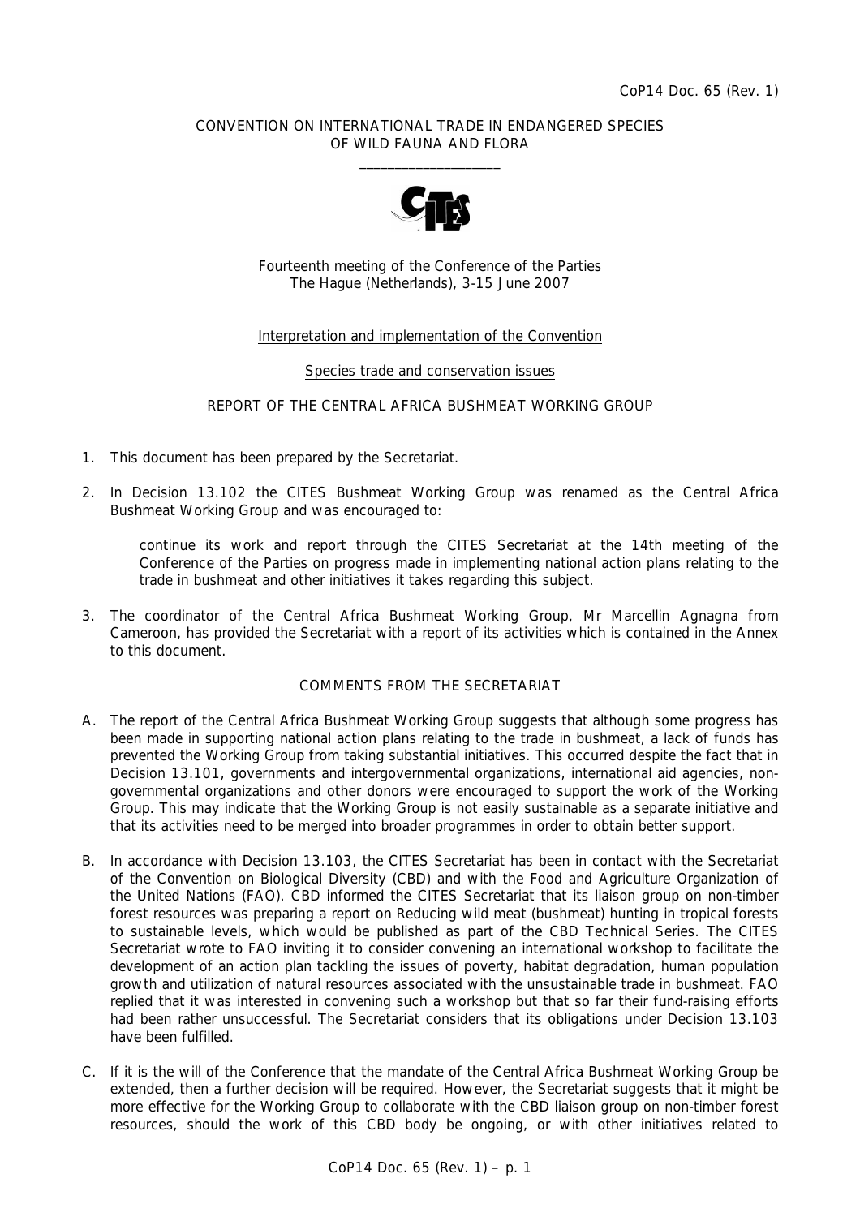CoP14 Doc. 65 (Rev. 1)

CONVENTION ON INTERNATIONAL TRADE IN ENDANGERED SPECIES OF WILD FAUNA AND FLORA

\_\_\_\_\_\_\_\_\_\_\_\_\_\_\_\_\_\_\_\_

Fourteenth meeting of the Conference of the Parties
The Hague (Netherlands), 3-15 June 2007

Interpretation and implementation of the Convention

Species trade and conservation issues

REPORT OF THE CENTRAL AFRICA BUSHMEAT WORKING GROUP

1. This document has been prepared by the Secretariat.

2. In Decision 13.102 the CITES Bushmeat Working Group was renamed as the Central Africa Bushmeat Working Group and was encouraged to:

   > continue its work and report through the CITES Secretariat at the 14th meeting of the Conference of the Parties on progress made in implementing national action plans relating to the trade in bushmeat and other initiatives it takes regarding this subject.

3. The coordinator of the Central Africa Bushmeat Working Group, Mr Marcellin Agnagna from Cameroon, has provided the Secretariat with a report of its activities which is contained in the Annex to this document.

COMMENTS FROM THE SECRETARIAT

A. The report of the Central Africa Bushmeat Working Group suggests that although some progress has been made in supporting national action plans relating to the trade in bushmeat, a lack of funds has prevented the Working Group from taking substantial initiatives. This occurred despite the fact that in Decision 13.101, governments and intergovernmental organizations, international aid agencies, non-governmental organizations and other donors were encouraged to support the work of the Working Group. This may indicate that the Working Group is not easily sustainable as a separate initiative and that its activities need to be merged into broader programmes in order to obtain better support.

B. In accordance with Decision 13.103, the CITES Secretariat has been in contact with the Secretariat of the Convention on Biological Diversity (CBD) and with the Food and Agriculture Organization of the United Nations (FAO). CBD informed the CITES Secretariat that its liaison group on non-timber forest resources was preparing a report on Reducing wild meat (bushmeat) hunting in tropical forests to sustainable levels, which would be published as part of the CBD Technical Series. The CITES Secretariat wrote to FAO inviting it to consider convening an international workshop to facilitate the development of an action plan tackling the issues of poverty, habitat degradation, human population growth and utilization of natural resources associated with the unsustainable trade in bushmeat. FAO replied that it was interested in convening such a workshop but that so far their fund-raising efforts had been rather unsuccessful. The Secretariat considers that its obligations under Decision 13.103 have been fulfilled.

C. If it is the will of the Conference that the mandate of the Central Africa Bushmeat Working Group be extended, then a further decision will be required. However, the Secretariat suggests that it might be more effective for the Working Group to collaborate with the CBD liaison group on non-timber forest resources, should the work of this CBD body be ongoing, or with other initiatives related to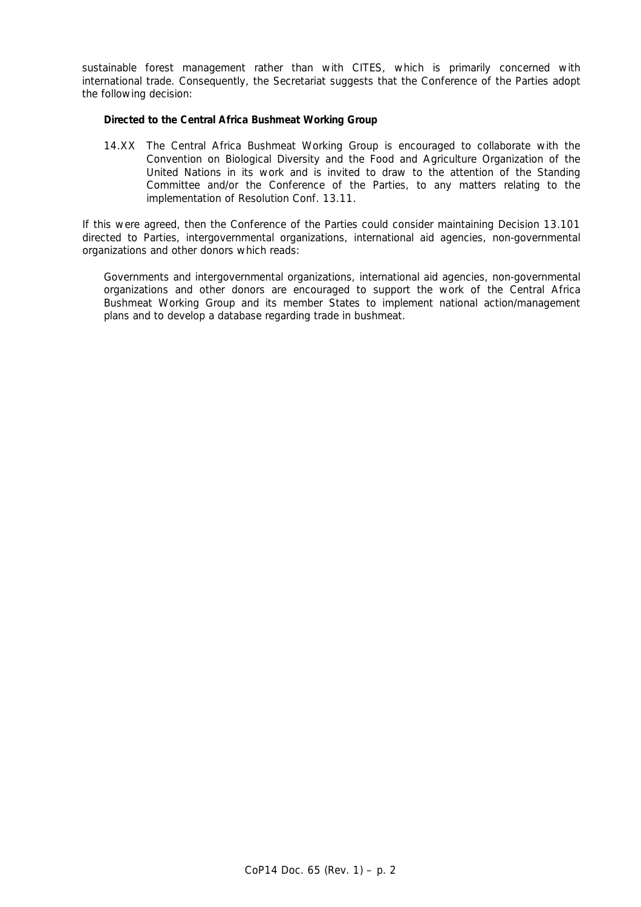sustainable forest management rather than with CITES, which is primarily concerned with international trade. Consequently, the Secretariat suggests that the Conference of the Parties adopt the following decision:

***Directed to the Central Africa Bushmeat Working Group***

14.XX The Central Africa Bushmeat Working Group is encouraged to collaborate with the Convention on Biological Diversity and the Food and Agriculture Organization of the United Nations in its work and is invited to draw to the attention of the Standing Committee and/or the Conference of the Parties, to any matters relating to the implementation of Resolution Conf. 13.11.

If this were agreed, then the Conference of the Parties could consider maintaining Decision 13.101 directed to Parties, intergovernmental organizations, international aid agencies, non-governmental organizations and other donors which reads:

> Governments and intergovernmental organizations, international aid agencies, non-governmental organizations and other donors are encouraged to support the work of the Central Africa Bushmeat Working Group and its member States to implement national action/management plans and to develop a database regarding trade in bushmeat.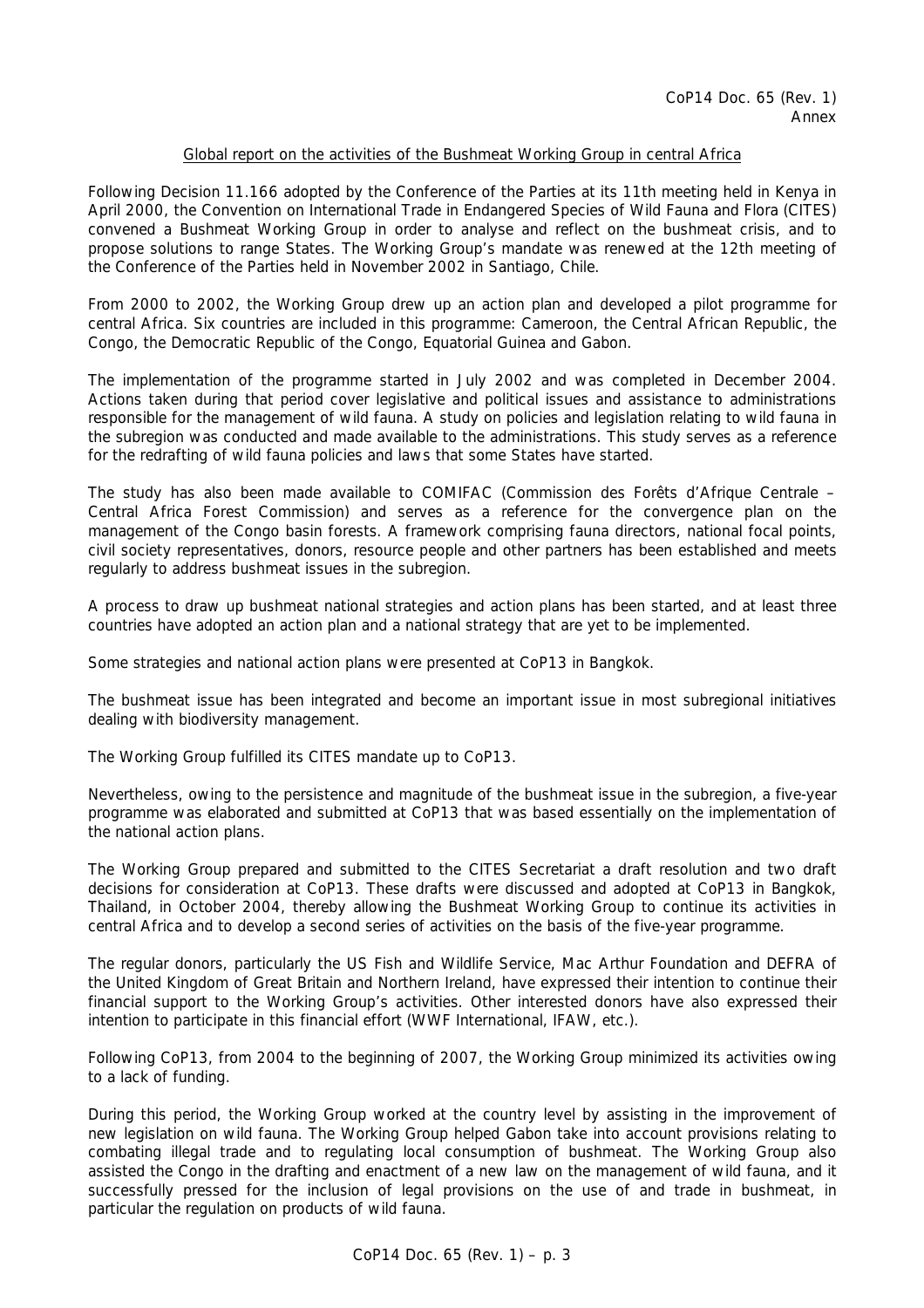CoP14 Doc. 65 (Rev. 1)
Annex

## Global report on the activities of the Bushmeat Working Group in central Africa

Following Decision 11.166 adopted by the Conference of the Parties at its 11th meeting held in Kenya in April 2000, the Convention on International Trade in Endangered Species of Wild Fauna and Flora (CITES) convened a Bushmeat Working Group in order to analyse and reflect on the bushmeat crisis, and to propose solutions to range States. The Working Group's mandate was renewed at the 12th meeting of the Conference of the Parties held in November 2002 in Santiago, Chile.

From 2000 to 2002, the Working Group drew up an action plan and developed a pilot programme for central Africa. Six countries are included in this programme: Cameroon, the Central African Republic, the Congo, the Democratic Republic of the Congo, Equatorial Guinea and Gabon.

The implementation of the programme started in July 2002 and was completed in December 2004. Actions taken during that period cover legislative and political issues and assistance to administrations responsible for the management of wild fauna. A study on policies and legislation relating to wild fauna in the subregion was conducted and made available to the administrations. This study serves as a reference for the redrafting of wild fauna policies and laws that some States have started.

The study has also been made available to COMIFAC (Commission des Forêts d'Afrique Centrale – Central Africa Forest Commission) and serves as a reference for the convergence plan on the management of the Congo basin forests. A framework comprising fauna directors, national focal points, civil society representatives, donors, resource people and other partners has been established and meets regularly to address bushmeat issues in the subregion.

A process to draw up bushmeat national strategies and action plans has been started, and at least three countries have adopted an action plan and a national strategy that are yet to be implemented.

Some strategies and national action plans were presented at CoP13 in Bangkok.

The bushmeat issue has been integrated and become an important issue in most subregional initiatives dealing with biodiversity management.

The Working Group fulfilled its CITES mandate up to CoP13.

Nevertheless, owing to the persistence and magnitude of the bushmeat issue in the subregion, a five-year programme was elaborated and submitted at CoP13 that was based essentially on the implementation of the national action plans.

The Working Group prepared and submitted to the CITES Secretariat a draft resolution and two draft decisions for consideration at CoP13. These drafts were discussed and adopted at CoP13 in Bangkok, Thailand, in October 2004, thereby allowing the Bushmeat Working Group to continue its activities in central Africa and to develop a second series of activities on the basis of the five-year programme.

The regular donors, particularly the US Fish and Wildlife Service, Mac Arthur Foundation and DEFRA of the United Kingdom of Great Britain and Northern Ireland, have expressed their intention to continue their financial support to the Working Group's activities. Other interested donors have also expressed their intention to participate in this financial effort (WWF International, IFAW, etc.).

Following CoP13, from 2004 to the beginning of 2007, the Working Group minimized its activities owing to a lack of funding.

During this period, the Working Group worked at the country level by assisting in the improvement of new legislation on wild fauna. The Working Group helped Gabon take into account provisions relating to combating illegal trade and to regulating local consumption of bushmeat. The Working Group also assisted the Congo in the drafting and enactment of a new law on the management of wild fauna, and it successfully pressed for the inclusion of legal provisions on the use of and trade in bushmeat, in particular the regulation on products of wild fauna.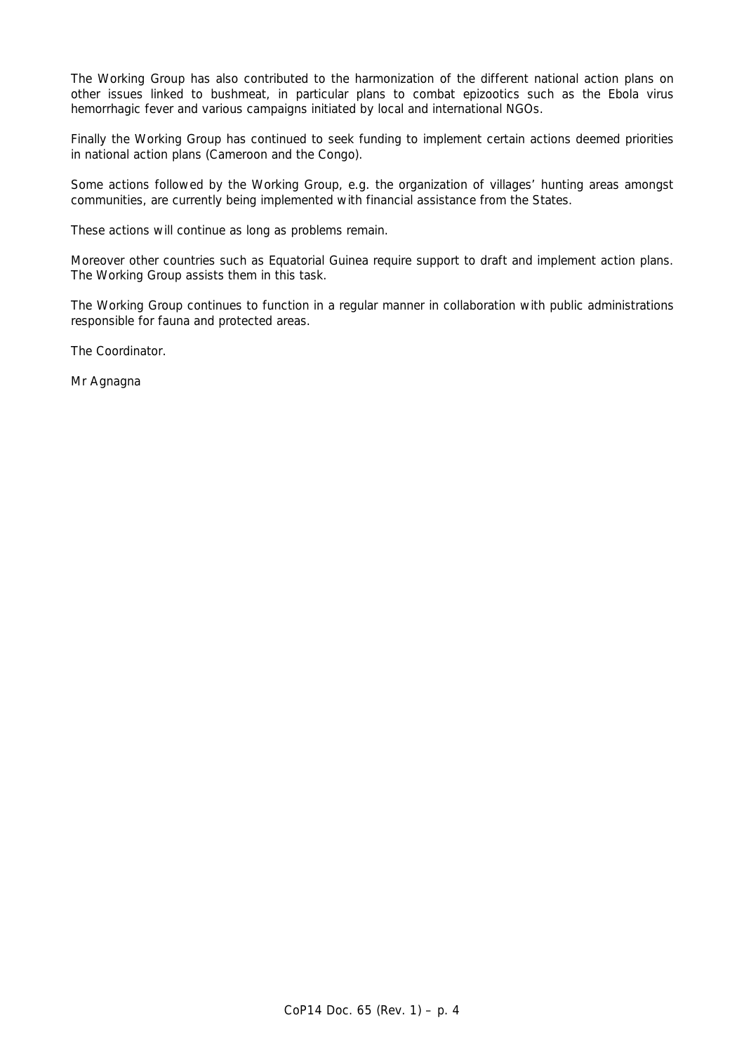The Working Group has also contributed to the harmonization of the different national action plans on other issues linked to bushmeat, in particular plans to combat epizootics such as the Ebola virus hemorrhagic fever and various campaigns initiated by local and international NGOs.

Finally the Working Group has continued to seek funding to implement certain actions deemed priorities in national action plans (Cameroon and the Congo).

Some actions followed by the Working Group, e.g. the organization of villages' hunting areas amongst communities, are currently being implemented with financial assistance from the States.

These actions will continue as long as problems remain.

Moreover other countries such as Equatorial Guinea require support to draft and implement action plans. The Working Group assists them in this task.

The Working Group continues to function in a regular manner in collaboration with public administrations responsible for fauna and protected areas.

The Coordinator.

Mr Agnagna